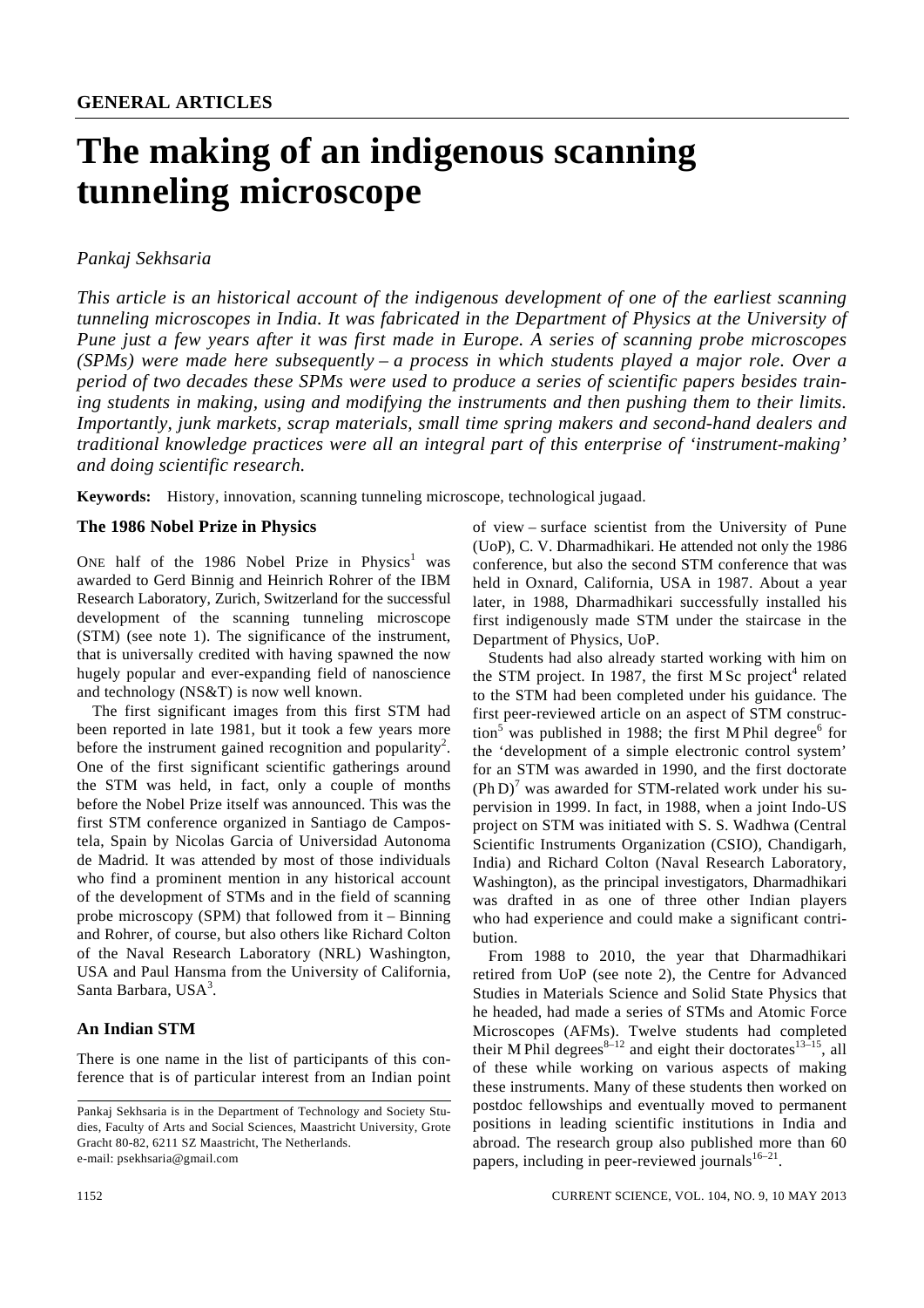GENERAL ARTICLES

# The making of an indigenous scanning tunneling microscope

*Pankaj Sekhsaria*

*This article is an historical account of the indigenous development of one of the earliest scanning tunneling microscopes in India. It was fabricated in the Department of Physics at the University of Pune just a few years after it was first made in Europe. A series of scanning probe microscopes (SPMs) were made here subsequently – a process in which students played a major role. Over a period of two decades these SPMs were used to produce a series of scientific papers besides training students in making, using and modifying the instruments and then pushing them to their limits. Importantly, junk markets, scrap materials, small time spring makers and second-hand dealers and traditional knowledge practices were all an integral part of this enterprise of 'instrument-making' and doing scientific research.*

**Keywords:** History, innovation, scanning tunneling microscope, technological jugaad.

## The 1986 Nobel Prize in Physics

ONE half of the 1986 Nobel Prize in Physics[1] was awarded to Gerd Binnig and Heinrich Rohrer of the IBM Research Laboratory, Zurich, Switzerland for the successful development of the scanning tunneling microscope (STM) (see note 1). The significance of the instrument, that is universally credited with having spawned the now hugely popular and ever-expanding field of nanoscience and technology (NS&T) is now well known.

The first significant images from this first STM had been reported in late 1981, but it took a few years more before the instrument gained recognition and popularity[2]. One of the first significant scientific gatherings around the STM was held, in fact, only a couple of months before the Nobel Prize itself was announced. This was the first STM conference organized in Santiago de Compostela, Spain by Nicolas Garcia of Universidad Autonoma de Madrid. It was attended by most of those individuals who find a prominent mention in any historical account of the development of STMs and in the field of scanning probe microscopy (SPM) that followed from it – Binning and Rohrer, of course, but also others like Richard Colton of the Naval Research Laboratory (NRL) Washington, USA and Paul Hansma from the University of California, Santa Barbara, USA[3].

## An Indian STM

There is one name in the list of participants of this conference that is of particular interest from an Indian point of view – surface scientist from the University of Pune (UoP), C. V. Dharmadhikari. He attended not only the 1986 conference, but also the second STM conference that was held in Oxnard, California, USA in 1987. About a year later, in 1988, Dharmadhikari successfully installed his first indigenously made STM under the staircase in the Department of Physics, UoP.

Students had also already started working with him on the STM project. In 1987, the first M Sc project[4] related to the STM had been completed under his guidance. The first peer-reviewed article on an aspect of STM construction[5] was published in 1988; the first M Phil degree[6] for the 'development of a simple electronic control system' for an STM was awarded in 1990, and the first doctorate (Ph D)[7] was awarded for STM-related work under his supervision in 1999. In fact, in 1988, when a joint Indo-US project on STM was initiated with S. S. Wadhwa (Central Scientific Instruments Organization (CSIO), Chandigarh, India) and Richard Colton (Naval Research Laboratory, Washington) as the principal investigators, Dharmadhikari was drafted in as one of three other Indian players who had experience and could make a significant contribution.

From 1988 to 2010, the year that Dharmadhikari retired from UoP (see note 2), the Centre for Advanced Studies in Materials Science and Solid State Physics that he headed, had made a series of STMs and Atomic Force Microscopes (AFMs). Twelve students had completed their M Phil degrees[8–12] and eight their doctorates[13–15], all of these while working on various aspects of making these instruments. Many of these students then worked on postdoc fellowships and eventually moved to permanent positions in leading scientific institutions in India and abroad. The research group also published more than 60 papers, including in peer-reviewed journals[16–21].

Pankaj Sekhsaria is in the Department of Technology and Society Studies, Faculty of Arts and Social Sciences, Maastricht University, Grote Gracht 80-82, 6211 SZ Maastricht, The Netherlands.
e-mail: psekhsaria@gmail.com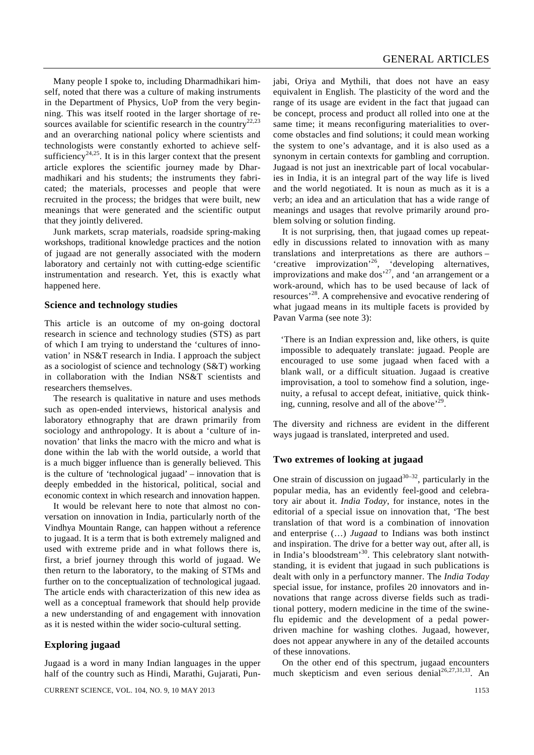Many people I spoke to, including Dharmadhikari himself, noted that there was a culture of making instruments in the Department of Physics, UoP from the very beginning. This was itself rooted in the larger shortage of resources available for scientific research in the country[22,23] and an overarching national policy where scientists and technologists were constantly exhorted to achieve self-sufficiency[24,25]. It is in this larger context that the present article explores the scientific journey made by Dharmadhikari and his students; the instruments they fabricated; the materials, processes and people that were recruited in the process; the bridges that were built, new meanings that were generated and the scientific output that they jointly delivered.

Junk markets, scrap materials, roadside spring-making workshops, traditional knowledge practices and the notion of jugaad are not generally associated with the modern laboratory and certainly not with cutting-edge scientific instrumentation and research. Yet, this is exactly what happened here.

## Science and technology studies

This article is an outcome of my on-going doctoral research in science and technology studies (STS) as part of which I am trying to understand the 'cultures of innovation' in NS&T research in India. I approach the subject as a sociologist of science and technology (S&T) working in collaboration with the Indian NS&T scientists and researchers themselves.

The research is qualitative in nature and uses methods such as open-ended interviews, historical analysis and laboratory ethnography that are drawn primarily from sociology and anthropology. It is about a 'culture of innovation' that links the macro with the micro and what is done within the lab with the world outside, a world that is a much bigger influence than is generally believed. This is the culture of 'technological jugaad' – innovation that is deeply embedded in the historical, political, social and economic context in which research and innovation happen.

It would be relevant here to note that almost no conversation on innovation in India, particularly north of the Vindhya Mountain Range, can happen without a reference to jugaad. It is a term that is both extremely maligned and used with extreme pride and in what follows there is, first, a brief journey through this world of jugaad. We then return to the laboratory, to the making of STMs and further on to the conceptualization of technological jugaad. The article ends with characterization of this new idea as well as a conceptual framework that should help provide a new understanding of and engagement with innovation as it is nested within the wider socio-cultural setting.

## Exploring jugaad

Jugaad is a word in many Indian languages in the upper half of the country such as Hindi, Marathi, Gujarati, Punjabi, Oriya and Mythili, that does not have an easy equivalent in English. The plasticity of the word and the range of its usage are evident in the fact that jugaad can be concept, process and product all rolled into one at the same time; it means reconfiguring materialities to overcome obstacles and find solutions; it could mean working the system to one's advantage, and it is also used as a synonym in certain contexts for gambling and corruption. Jugaad is not just an inextricable part of local vocabularies in India, it is an integral part of the way life is lived and the world negotiated. It is noun as much as it is a verb; an idea and an articulation that has a wide range of meanings and usages that revolve primarily around problem solving or solution finding.

It is not surprising, then, that jugaad comes up repeatedly in discussions related to innovation with as many translations and interpretations as there are authors – 'creative improvization'[26], 'developing alternatives, improvizations and make dos'[27], and 'an arrangement or a work-around, which has to be used because of lack of resources'[28]. A comprehensive and evocative rendering of what jugaad means in its multiple facets is provided by Pavan Varma (see note 3):

> 'There is an Indian expression and, like others, is quite impossible to adequately translate: jugaad. People are encouraged to use some jugaad when faced with a blank wall, or a difficult situation. Jugaad is creative improvisation, a tool to somehow find a solution, ingenuity, a refusal to accept defeat, initiative, quick thinking, cunning, resolve and all of the above'[29].

The diversity and richness are evident in the different ways jugaad is translated, interpreted and used.

## Two extremes of looking at jugaad

One strain of discussion on jugaad[30–32], particularly in the popular media, has an evidently feel-good and celebratory air about it. *India Today*, for instance, notes in the editorial of a special issue on innovation that, 'The best translation of that word is a combination of innovation and enterprise (…) *Jugaad* to Indians was both instinct and inspiration. The drive for a better way out, after all, is in India's bloodstream'[30]. This celebratory slant notwithstanding, it is evident that jugaad in such publications is dealt with only in a perfunctory manner. The *India Today* special issue, for instance, profiles 20 innovators and innovations that range across diverse fields such as traditional pottery, modern medicine in the time of the swine-flu epidemic and the development of a pedal power-driven machine for washing clothes. Jugaad, however, does not appear anywhere in any of the detailed accounts of these innovations.

On the other end of this spectrum, jugaad encounters much skepticism and even serious denial[26,27,31,33]. An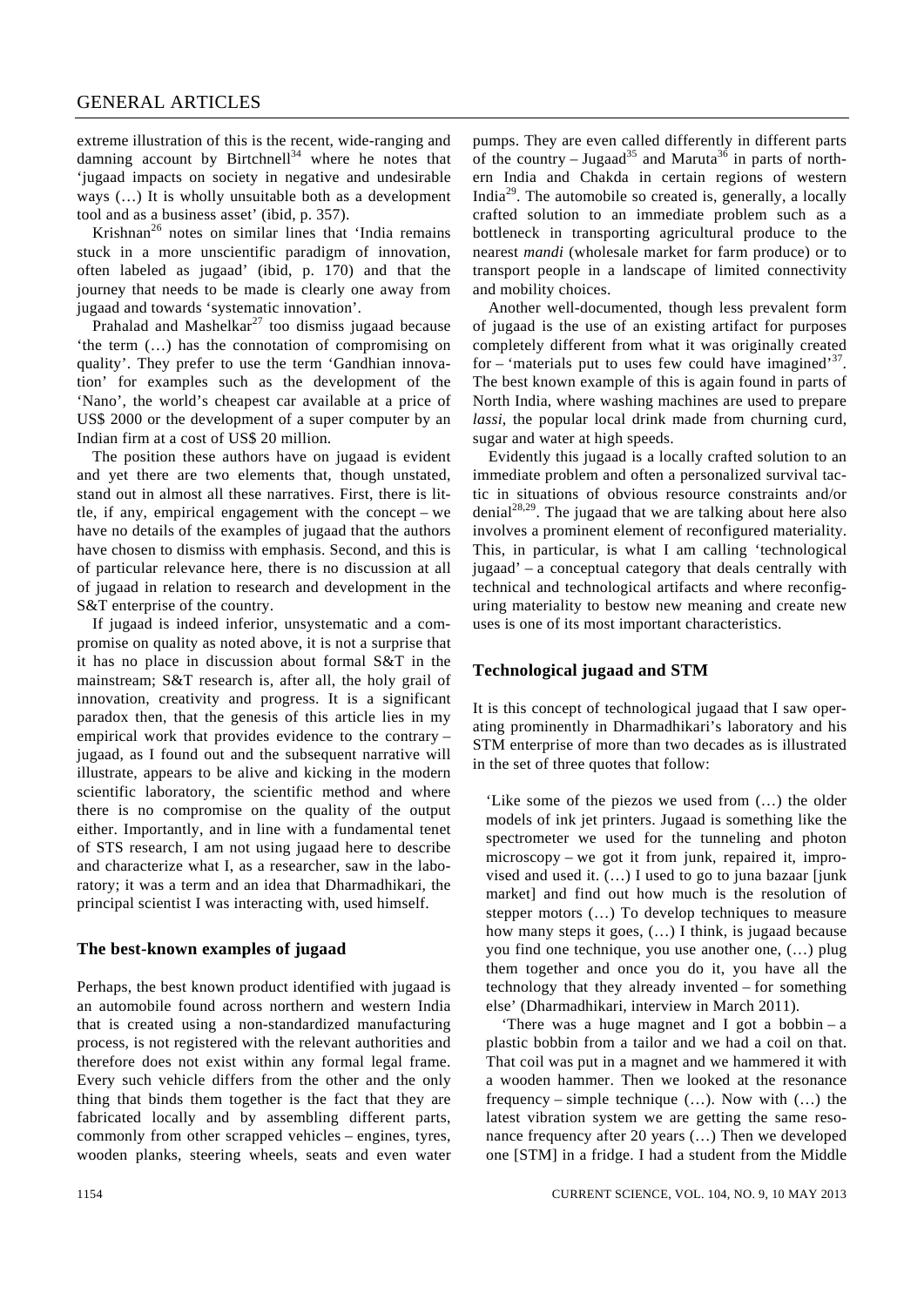extreme illustration of this is the recent, wide-ranging and damning account by Birtchnell[34] where he notes that 'jugaad impacts on society in negative and undesirable ways (…) It is wholly unsuitable both as a development tool and as a business asset' (ibid, p. 357).

Krishnan[26] notes on similar lines that 'India remains stuck in a more unscientific paradigm of innovation, often labeled as jugaad' (ibid, p. 170) and that the journey that needs to be made is clearly one away from jugaad and towards 'systematic innovation'.

Prahalad and Mashelkar[27] too dismiss jugaad because 'the term (…) has the connotation of compromising on quality'. They prefer to use the term 'Gandhian innovation' for examples such as the development of the 'Nano', the world's cheapest car available at a price of US$ 2000 or the development of a super computer by an Indian firm at a cost of US$ 20 million.

The position these authors have on jugaad is evident and yet there are two elements that, though unstated, stand out in almost all these narratives. First, there is little, if any, empirical engagement with the concept – we have no details of the examples of jugaad that the authors have chosen to dismiss with emphasis. Second, and this is of particular relevance here, there is no discussion at all of jugaad in relation to research and development in the S&T enterprise of the country.

If jugaad is indeed inferior, unsystematic and a compromise on quality as noted above, it is not a surprise that it has no place in discussion about formal S&T in the mainstream; S&T research is, after all, the holy grail of innovation, creativity and progress. It is a significant paradox then, that the genesis of this article lies in my empirical work that provides evidence to the contrary – jugaad, as I found out and the subsequent narrative will illustrate, appears to be alive and kicking in the modern scientific laboratory, the scientific method and where there is no compromise on the quality of the output either. Importantly, and in line with a fundamental tenet of STS research, I am not using jugaad here to describe and characterize what I, as a researcher, saw in the laboratory; it was a term and an idea that Dharmadhikari, the principal scientist I was interacting with, used himself.

## The best-known examples of jugaad

Perhaps, the best known product identified with jugaad is an automobile found across northern and western India that is created using a non-standardized manufacturing process, is not registered with the relevant authorities and therefore does not exist within any formal legal frame. Every such vehicle differs from the other and the only thing that binds them together is the fact that they are fabricated locally and by assembling different parts, commonly from other scrapped vehicles – engines, tyres, wooden planks, steering wheels, seats and even water pumps. They are even called differently in different parts of the country – Jugaad[35] and Maruta[36] in parts of northern India and Chakda in certain regions of western India[29]. The automobile so created is, generally, a locally crafted solution to an immediate problem such as a bottleneck in transporting agricultural produce to the nearest *mandi* (wholesale market for farm produce) or to transport people in a landscape of limited connectivity and mobility choices.

Another well-documented, though less prevalent form of jugaad is the use of an existing artifact for purposes completely different from what it was originally created for – 'materials put to uses few could have imagined'[37]. The best known example of this is again found in parts of North India, where washing machines are used to prepare *lassi*, the popular local drink made from churning curd, sugar and water at high speeds.

Evidently this jugaad is a locally crafted solution to an immediate problem and often a personalized survival tactic in situations of obvious resource constraints and/or denial[28,29]. The jugaad that we are talking about here also involves a prominent element of reconfigured materiality. This, in particular, is what I am calling 'technological jugaad' – a conceptual category that deals centrally with technical and technological artifacts and where reconfiguring materiality to bestow new meaning and create new uses is one of its most important characteristics.

## Technological jugaad and STM

It is this concept of technological jugaad that I saw operating prominently in Dharmadhikari's laboratory and his STM enterprise of more than two decades as is illustrated in the set of three quotes that follow:

> 'Like some of the piezos we used from (…) the older models of ink jet printers. Jugaad is something like the spectrometer we used for the tunneling and photon microscopy – we got it from junk, repaired it, improvised and used it. (…) I used to go to juna bazaar [junk market] and find out how much is the resolution of stepper motors (…) To develop techniques to measure how many steps it goes, (…) I think, is jugaad because you find one technique, you use another one, (…) plug them together and once you do it, you have all the technology that they already invented – for something else' (Dharmadhikari, interview in March 2011).

> 'There was a huge magnet and I got a bobbin – a plastic bobbin from a tailor and we had a coil on that. That coil was put in a magnet and we hammered it with a wooden hammer. Then we looked at the resonance frequency – simple technique (…). Now with (…) the latest vibration system we are getting the same resonance frequency after 20 years (…) Then we developed one [STM] in a fridge. I had a student from the Middle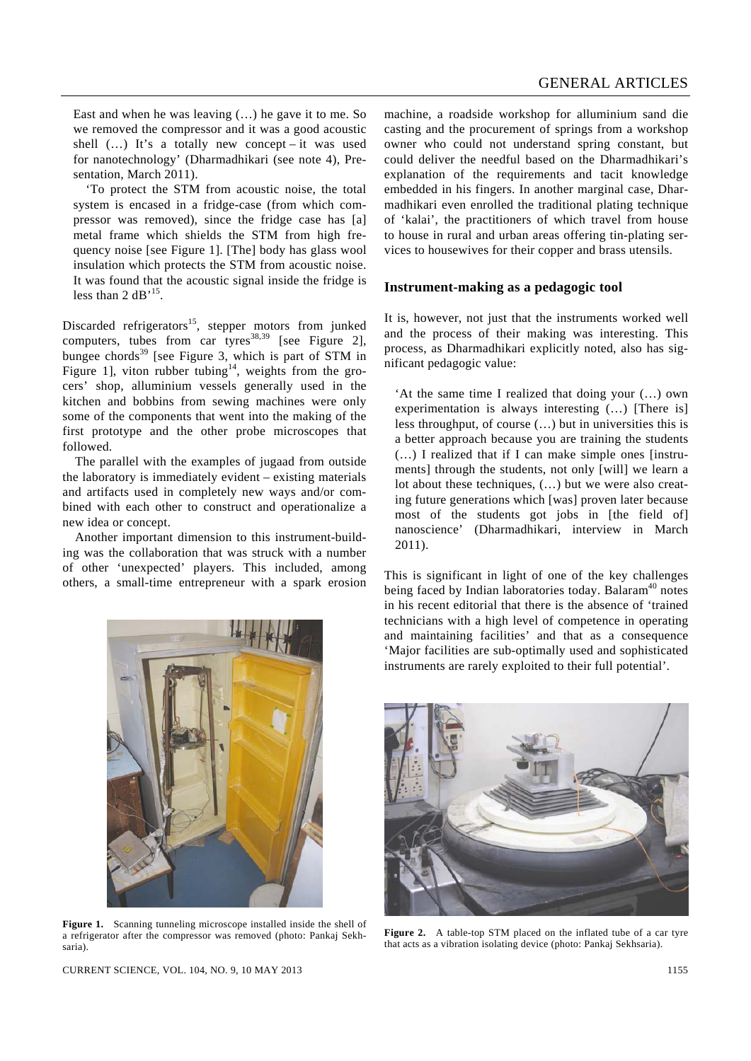East and when he was leaving (…) he gave it to me. So we removed the compressor and it was a good acoustic shell (…) It's a totally new concept – it was used for nanotechnology' (Dharmadhikari (see note 4), Presentation, March 2011).

'To protect the STM from acoustic noise, the total system is encased in a fridge-case (from which compressor was removed), since the fridge case has [a] metal frame which shields the STM from high frequency noise [see Figure 1]. [The] body has glass wool insulation which protects the STM from acoustic noise. It was found that the acoustic signal inside the fridge is less than 2 dB'[15].

Discarded refrigerators[15], stepper motors from junked computers, tubes from car tyres[38,39] [see Figure 2], bungee chords[39] [see Figure 3, which is part of STM in Figure 1], viton rubber tubing[14], weights from the grocers' shop, alluminium vessels generally used in the kitchen and bobbins from sewing machines were only some of the components that went into the making of the first prototype and the other probe microscopes that followed.

The parallel with the examples of jugaad from outside the laboratory is immediately evident – existing materials and artifacts used in completely new ways and/or combined with each other to construct and operationalize a new idea or concept.

Another important dimension to this instrument-building was the collaboration that was struck with a number of other 'unexpected' players. This included, among others, a small-time entrepreneur with a spark erosion machine, a roadside workshop for alluminium sand die casting and the procurement of springs from a workshop owner who could not understand spring constant, but could deliver the needful based on the Dharmadhikari's explanation of the requirements and tacit knowledge embedded in his fingers. In another marginal case, Dharmadhikari even enrolled the traditional plating technique of 'kalai', the practitioners of which travel from house to house in rural and urban areas offering tin-plating services to housewives for their copper and brass utensils.

## Instrument-making as a pedagogic tool

It is, however, not just that the instruments worked well and the process of their making was interesting. This process, as Dharmadhikari explicitly noted, also has significant pedagogic value:

'At the same time I realized that doing your (…) own experimentation is always interesting (…) [There is] less throughput, of course (…) but in universities this is a better approach because you are training the students (…) I realized that if I can make simple ones [instruments] through the students, not only [will] we learn a lot about these techniques, (…) but we were also creating future generations which [was] proven later because most of the students got jobs in [the field of] nanoscience' (Dharmadhikari, interview in March 2011).

This is significant in light of one of the key challenges being faced by Indian laboratories today. Balaram[40] notes in his recent editorial that there is the absence of 'trained technicians with a high level of competence in operating and maintaining facilities' and that as a consequence 'Major facilities are sub-optimally used and sophisticated instruments are rarely exploited to their full potential'.

**Figure 1.** Scanning tunneling microscope installed inside the shell of a refrigerator after the compressor was removed (photo: Pankaj Sekhsaria).

**Figure 2.** A table-top STM placed on the inflated tube of a car tyre that acts as a vibration isolating device (photo: Pankaj Sekhsaria).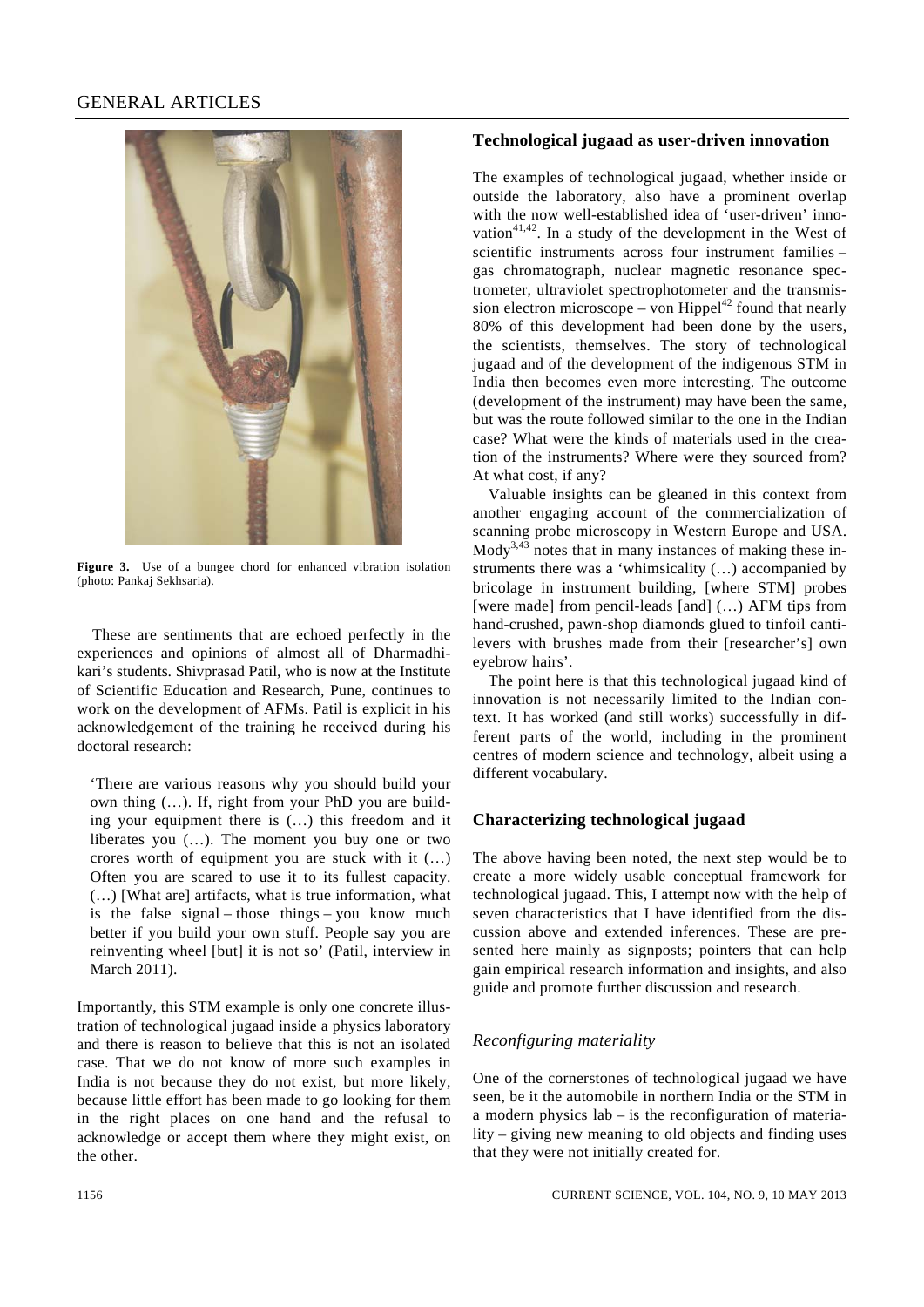Figure 3. Use of a bungee chord for enhanced vibration isolation (photo: Pankaj Sekhsaria).

These are sentiments that are echoed perfectly in the experiences and opinions of almost all of Dharmadhikari's students. Shivprasad Patil, who is now at the Institute of Scientific Education and Research, Pune, continues to work on the development of AFMs. Patil is explicit in his acknowledgement of the training he received during his doctoral research:

> 'There are various reasons why you should build your own thing (…). If, right from your PhD you are building your equipment there is (…) this freedom and it liberates you (…). The moment you buy one or two crores worth of equipment you are stuck with it (…) Often you are scared to use it to its fullest capacity. (…) [What are] artifacts, what is true information, what is the false signal – those things – you know much better if you build your own stuff. People say you are reinventing wheel [but] it is not so' (Patil, interview in March 2011).

Importantly, this STM example is only one concrete illustration of technological jugaad inside a physics laboratory and there is reason to believe that this is not an isolated case. That we do not know of more such examples in India is not because they do not exist, but more likely, because little effort has been made to go looking for them in the right places on one hand and the refusal to acknowledge or accept them where they might exist, on the other.

## Technological jugaad as user-driven innovation

The examples of technological jugaad, whether inside or outside the laboratory, also have a prominent overlap with the now well-established idea of 'user-driven' innovation[41,42]. In a study of the development in the West of scientific instruments across four instrument families – gas chromatograph, nuclear magnetic resonance spectrometer, ultraviolet spectrophotometer and the transmission electron microscope – von Hippel[42] found that nearly 80% of this development had been done by the users, the scientists, themselves. The story of technological jugaad and of the development of the indigenous STM in India then becomes even more interesting. The outcome (development of the instrument) may have been the same, but was the route followed similar to the one in the Indian case? What were the kinds of materials used in the creation of the instruments? Where were they sourced from? At what cost, if any?

Valuable insights can be gleaned in this context from another engaging account of the commercialization of scanning probe microscopy in Western Europe and USA. Mody[3,43] notes that in many instances of making these instruments there was a 'whimsicality (…) accompanied by bricolage in instrument building, [where STM] probes [were made] from pencil-leads [and] (…) AFM tips from hand-crushed, pawn-shop diamonds glued to tinfoil cantilevers with brushes made from their [researcher's] own eyebrow hairs'.

The point here is that this technological jugaad kind of innovation is not necessarily limited to the Indian context. It has worked (and still works) successfully in different parts of the world, including in the prominent centres of modern science and technology, albeit using a different vocabulary.

## Characterizing technological jugaad

The above having been noted, the next step would be to create a more widely usable conceptual framework for technological jugaad. This, I attempt now with the help of seven characteristics that I have identified from the discussion above and extended inferences. These are presented here mainly as signposts; pointers that can help gain empirical research information and insights, and also guide and promote further discussion and research.

### *Reconfiguring materiality*

One of the cornerstones of technological jugaad we have seen, be it the automobile in northern India or the STM in a modern physics lab – is the reconfiguration of materiality – giving new meaning to old objects and finding uses that they were not initially created for.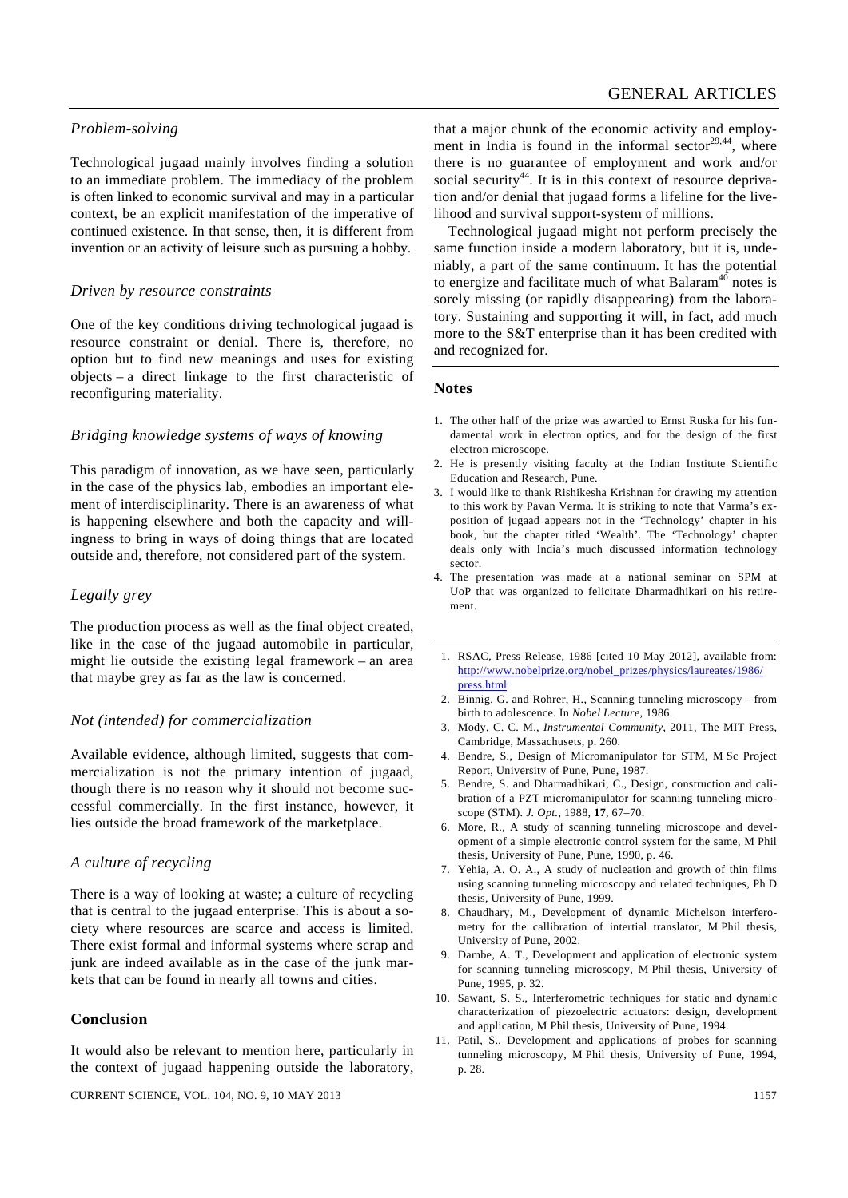### *Problem-solving*

Technological jugaad mainly involves finding a solution to an immediate problem. The immediacy of the problem is often linked to economic survival and may in a particular context, be an explicit manifestation of the imperative of continued existence. In that sense, then, it is different from invention or an activity of leisure such as pursuing a hobby.

### *Driven by resource constraints*

One of the key conditions driving technological jugaad is resource constraint or denial. There is, therefore, no option but to find new meanings and uses for existing objects – a direct linkage to the first characteristic of reconfiguring materiality.

### *Bridging knowledge systems of ways of knowing*

This paradigm of innovation, as we have seen, particularly in the case of the physics lab, embodies an important element of interdisciplinarity. There is an awareness of what is happening elsewhere and both the capacity and willingness to bring in ways of doing things that are located outside and, therefore, not considered part of the system.

### *Legally grey*

The production process as well as the final object created, like in the case of the jugaad automobile in particular, might lie outside the existing legal framework – an area that maybe grey as far as the law is concerned.

### *Not (intended) for commercialization*

Available evidence, although limited, suggests that commercialization is not the primary intention of jugaad, though there is no reason why it should not become successful commercially. In the first instance, however, it lies outside the broad framework of the marketplace.

### *A culture of recycling*

There is a way of looking at waste; a culture of recycling that is central to the jugaad enterprise. This is about a society where resources are scarce and access is limited. There exist formal and informal systems where scrap and junk are indeed available as in the case of the junk markets that can be found in nearly all towns and cities.

## Conclusion

It would also be relevant to mention here, particularly in the context of jugaad happening outside the laboratory, that a major chunk of the economic activity and employment in India is found in the informal sector[29,44], where there is no guarantee of employment and work and/or social security[44]. It is in this context of resource deprivation and/or denial that jugaad forms a lifeline for the livelihood and survival support-system of millions.

Technological jugaad might not perform precisely the same function inside a modern laboratory, but it is, undeniably, a part of the same continuum. It has the potential to energize and facilitate much of what Balaram[40] notes is sorely missing (or rapidly disappearing) from the laboratory. Sustaining and supporting it will, in fact, add much more to the S&T enterprise than it has been credited with and recognized for.

## Notes

1. The other half of the prize was awarded to Ernst Ruska for his fundamental work in electron optics, and for the design of the first electron microscope.
2. He is presently visiting faculty at the Indian Institute Scientific Education and Research, Pune.
3. I would like to thank Rishikesha Krishnan for drawing my attention to this work by Pavan Verma. It is striking to note that Varma's exposition of jugaad appears not in the 'Technology' chapter in his book, but the chapter titled 'Wealth'. The 'Technology' chapter deals only with India's much discussed information technology sector.
4. The presentation was made at a national seminar on SPM at UoP that was organized to felicitate Dharmadhikari on his retirement.

---

1. RSAC, Press Release, 1986 [cited 10 May 2012], available from: http://www.nobelprize.org/nobel_prizes/physics/laureates/1986/press.html
2. Binnig, G. and Rohrer, H., Scanning tunneling microscopy – from birth to adolescence. In *Nobel Lecture*, 1986.
3. Mody, C. C. M., *Instrumental Community*, 2011, The MIT Press, Cambridge, Massachusets, p. 260.
4. Bendre, S., Design of Micromanipulator for STM, M Sc Project Report, University of Pune, Pune, 1987.
5. Bendre, S. and Dharmadhikari, C., Design, construction and calibration of a PZT micromanipulator for scanning tunneling microscope (STM). *J. Opt.*, 1988, **17**, 67–70.
6. More, R., A study of scanning tunneling microscope and development of a simple electronic control system for the same, M Phil thesis, University of Pune, Pune, 1990, p. 46.
7. Yehia, A. O. A., A study of nucleation and growth of thin films using scanning tunneling microscopy and related techniques, Ph D thesis, University of Pune, 1999.
8. Chaudhary, M., Development of dynamic Michelson interferometry for the callibration of intertial translator, M Phil thesis, University of Pune, 2002.
9. Dambe, A. T., Development and application of electronic system for scanning tunneling microscopy, M Phil thesis, University of Pune, 1995, p. 32.
10. Sawant, S. S., Interferometric techniques for static and dynamic characterization of piezoelectric actuators: design, development and application, M Phil thesis, University of Pune, 1994.
11. Patil, S., Development and applications of probes for scanning tunneling microscopy, M Phil thesis, University of Pune, 1994, p. 28.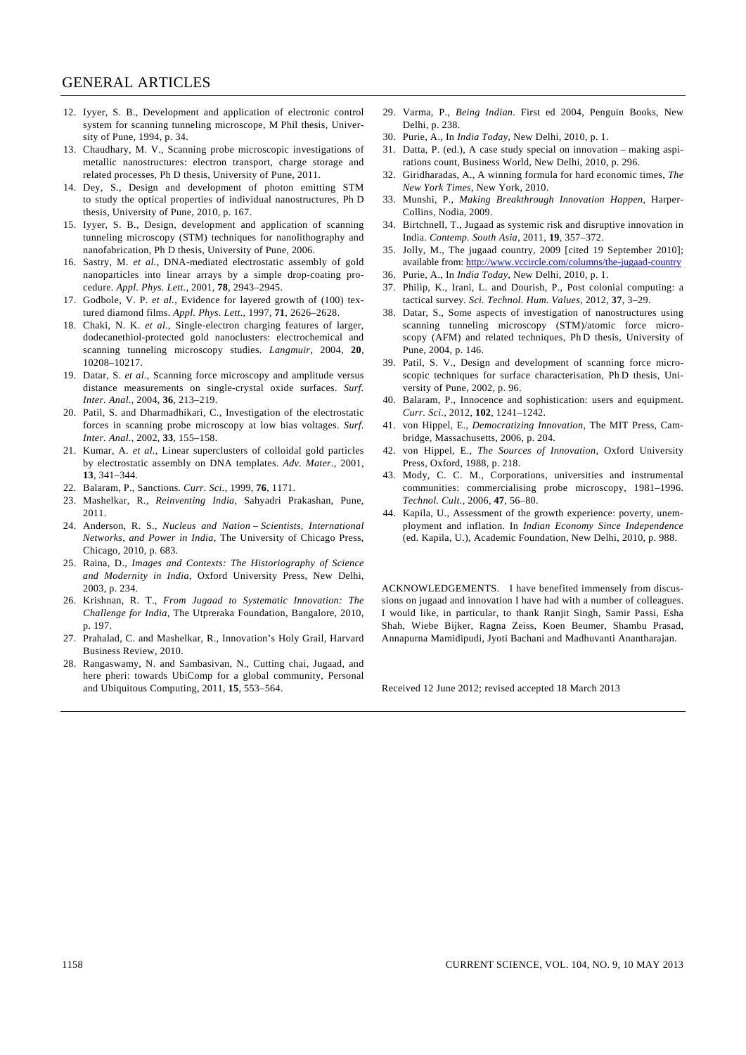12. Iyyer, S. B., Development and application of electronic control system for scanning tunneling microscope, M Phil thesis, University of Pune, 1994, p. 34.
13. Chaudhary, M. V., Scanning probe microscopic investigations of metallic nanostructures: electron transport, charge storage and related processes, Ph D thesis, University of Pune, 2011.
14. Dey, S., Design and development of photon emitting STM to study the optical properties of individual nanostructures, Ph D thesis, University of Pune, 2010, p. 167.
15. Iyyer, S. B., Design, development and application of scanning tunneling microscopy (STM) techniques for nanolithography and nanofabrication, Ph D thesis, University of Pune, 2006.
16. Sastry, M. *et al.*, DNA-mediated electrostatic assembly of gold nanoparticles into linear arrays by a simple drop-coating procedure. *Appl. Phys. Lett.*, 2001, **78**, 2943–2945.
17. Godbole, V. P. *et al.*, Evidence for layered growth of (100) textured diamond films. *Appl. Phys. Lett*., 1997, **71**, 2626–2628.
18. Chaki, N. K. *et al.*, Single-electron charging features of larger, dodecanethiol-protected gold nanoclusters: electrochemical and scanning tunneling microscopy studies. *Langmuir*, 2004, **20**, 10208–10217.
19. Datar, S. *et al.*, Scanning force microscopy and amplitude versus distance measurements on single-crystal oxide surfaces. *Surf. Inter. Anal.*, 2004, **36**, 213–219.
20. Patil, S. and Dharmadhikari, C., Investigation of the electrostatic forces in scanning probe microscopy at low bias voltages. *Surf. Inter. Anal.*, 2002, **33**, 155–158.
21. Kumar, A. *et al.*, Linear superclusters of colloidal gold particles by electrostatic assembly on DNA templates. *Adv. Mater.*, 2001, **13**, 341–344.
22. Balaram, P., Sanctions. *Curr. Sci.*, 1999, **76**, 1171.
23. Mashelkar, R., *Reinventing India*, Sahyadri Prakashan, Pune, 2011.
24. Anderson, R. S., *Nucleus and Nation – Scientists, International Networks, and Power in India*, The University of Chicago Press, Chicago, 2010, p. 683.
25. Raina, D., *Images and Contexts: The Historiography of Science and Modernity in India*, Oxford University Press, New Delhi, 2003, p. 234.
26. Krishnan, R. T., *From Jugaad to Systematic Innovation: The Challenge for India*, The Utpreraka Foundation, Bangalore, 2010, p. 197.
27. Prahalad, C. and Mashelkar, R., Innovation's Holy Grail, Harvard Business Review, 2010.
28. Rangaswamy, N. and Sambasivan, N., Cutting chai, Jugaad, and here pheri: towards UbiComp for a global community, Personal and Ubiquitous Computing, 2011, **15**, 553–564.
29. Varma, P., *Being Indian*. First ed 2004, Penguin Books, New Delhi, p. 238.
30. Purie, A., In *India Today*, New Delhi, 2010, p. 1.
31. Datta, P. (ed.), A case study special on innovation – making aspirations count, Business World, New Delhi, 2010, p. 296.
32. Giridharadas, A., A winning formula for hard economic times, *The New York Times*, New York, 2010.
33. Munshi, P., *Making Breakthrough Innovation Happen*, HarperCollins, Nodia, 2009.
34. Birtchnell, T., Jugaad as systemic risk and disruptive innovation in India. *Contemp. South Asia*, 2011, **19**, 357–372.
35. Jolly, M., The jugaad country, 2009 [cited 19 September 2010]; available from: http://www.vccircle.com/columns/the-jugaad-country
36. Purie, A., In *India Today*, New Delhi, 2010, p. 1.
37. Philip, K., Irani, L. and Dourish, P., Post colonial computing: a tactical survey. *Sci. Technol. Hum. Values*, 2012, **37**, 3–29.
38. Datar, S., Some aspects of investigation of nanostructures using scanning tunneling microscopy (STM)/atomic force microscopy (AFM) and related techniques, Ph D thesis, University of Pune, 2004, p. 146.
39. Patil, S. V., Design and development of scanning force microscopic techniques for surface characterisation, Ph D thesis, University of Pune, 2002, p. 96.
40. Balaram, P., Innocence and sophistication: users and equipment. *Curr. Sci.*, 2012, **102**, 1241–1242.
41. von Hippel, E., *Democratizing Innovation*, The MIT Press, Cambridge, Massachusetts, 2006, p. 204.
42. von Hippel, E., *The Sources of Innovation*, Oxford University Press, Oxford, 1988, p. 218.
43. Mody, C. C. M., Corporations, universities and instrumental communities: commercialising probe microscopy, 1981–1996. *Technol. Cult.*, 2006, **47**, 56–80.
44. Kapila, U., Assessment of the growth experience: poverty, unemployment and inflation. In *Indian Economy Since Independence* (ed. Kapila, U.), Academic Foundation, New Delhi, 2010, p. 988.

ACKNOWLEDGEMENTS. I have benefited immensely from discussions on jugaad and innovation I have had with a number of colleagues. I would like, in particular, to thank Ranjit Singh, Samir Passi, Esha Shah, Wiebe Bijker, Ragna Zeiss, Koen Beumer, Shambu Prasad, Annapurna Mamidipudi, Jyoti Bachani and Madhuvanti Anantharajan.

Received 12 June 2012; revised accepted 18 March 2013